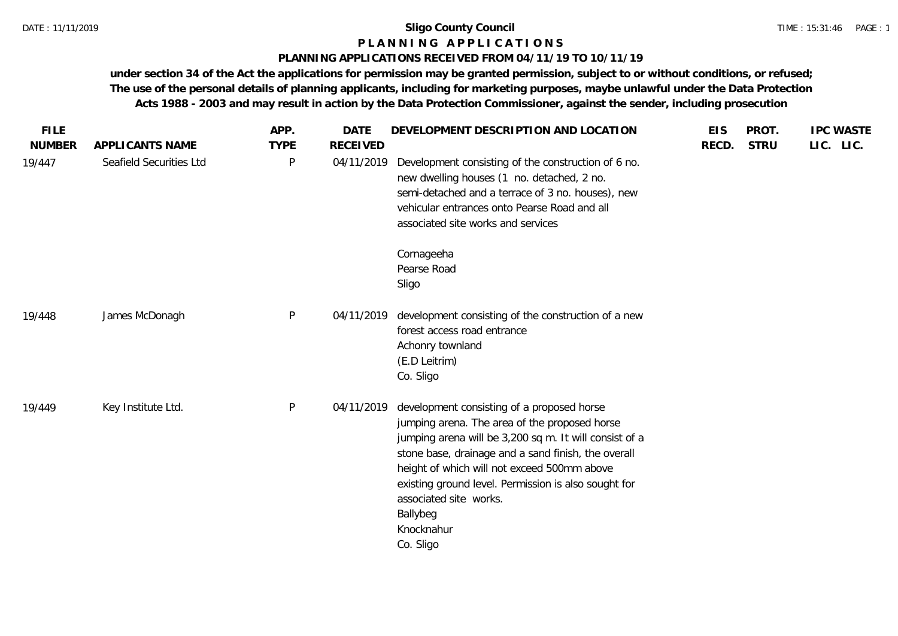**Sligo County Council**

# P L A N N I N G   A P P L I C A T I O N S

## PLANNING APPLICATIONS RECEIVED FROM 04/11/19 TO 10/11/19

**under section 34 of the Act the applications for permission may be granted permission, subject to or without conditions, or refused; The use of the personal details of planning applicants, including for marketing purposes, maybe unlawful under the Data Protection Acts 1988 - 2003 and may result in action by the Data Protection Commissioner, against the sender, including prosecution**

| FILE NUMBER | APPLICANTS NAME | APP. TYPE | DATE RECEIVED | DEVELOPMENT DESCRIPTION AND LOCATION | EIS RECD. | PROT. STRU | IPC LIC. | WASTE LIC. |
|---|---|---|---|---|---|---|---|---|
| 19/447 | Seafield Securities Ltd | P | 04/11/2019 | Development consisting of the construction of 6 no. new dwelling houses (1 no. detached, 2 no. semi-detached and a terrace of 3 no. houses), new vehicular entrances onto Pearse Road and all associated site works and services<br><br>Cornageeha<br>Pearse Road<br>Sligo | | | | |
| 19/448 | James McDonagh | P | 04/11/2019 | development consisting of the construction of a new forest access road entrance<br>Achonry townland<br>(E.D Leitrim)<br>Co. Sligo | | | | |
| 19/449 | Key Institute Ltd. | P | 04/11/2019 | development consisting of a proposed horse jumping arena. The area of the proposed horse jumping arena will be 3,200 sq m. It will consist of a stone base, drainage and a sand finish, the overall height of which will not exceed 500mm above existing ground level. Permission is also sought for associated site works.<br>Ballybeg<br>Knocknahur<br>Co. Sligo | | | | |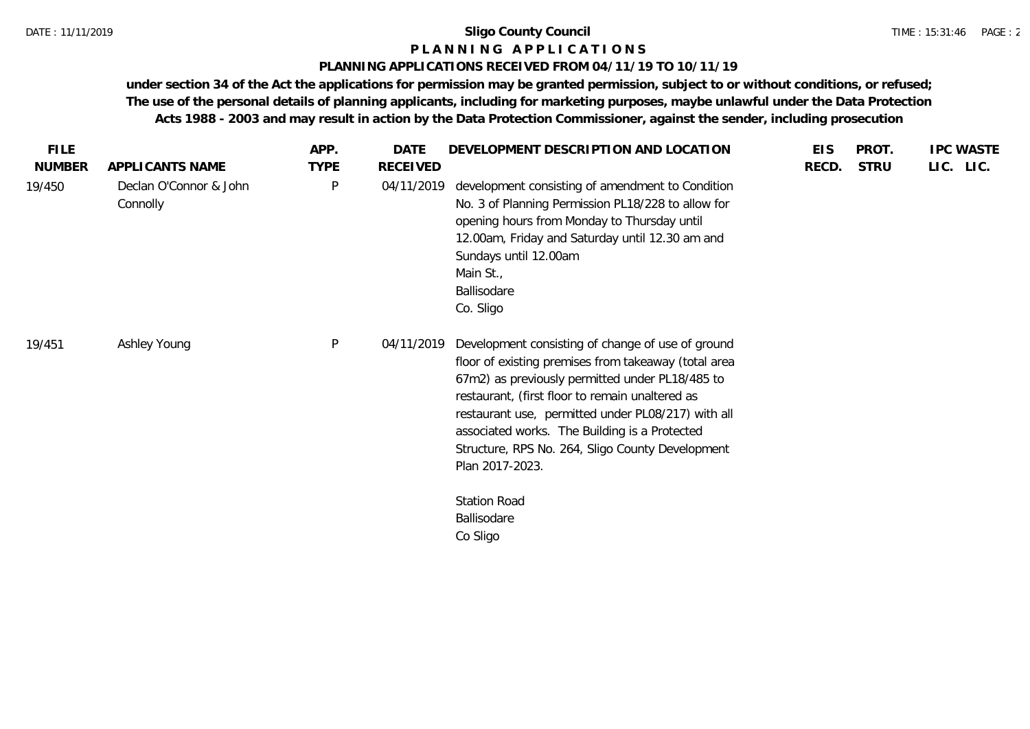**Sligo County Council**

**PLANNING APPLICATIONS**

**PLANNING APPLICATIONS RECEIVED FROM 04/11/19 TO 10/11/19**

**under section 34 of the Act the applications for permission may be granted permission, subject to or without conditions, or refused; The use of the personal details of planning applicants, including for marketing purposes, maybe unlawful under the Data Protection Acts 1988 - 2003 and may result in action by the Data Protection Commissioner, against the sender, including prosecution**

| FILE NUMBER | APPLICANTS NAME | APP. TYPE | DATE RECEIVED | DEVELOPMENT DESCRIPTION AND LOCATION | EIS RECD. | PROT. STRU | IPC LIC. | WASTE LIC. |
|---|---|---|---|---|---|---|---|---|
| 19/450 | Declan O'Connor & John Connolly | P | 04/11/2019 | development consisting of amendment to Condition No. 3 of Planning Permission PL18/228 to allow for opening hours from Monday to Thursday until 12.00am, Friday and Saturday until 12.30 am and Sundays until 12.00am<br>Main St.,<br>Ballisodare<br>Co. Sligo | | | | |
| 19/451 | Ashley Young | P | 04/11/2019 | Development consisting of change of use of ground floor of existing premises from takeaway (total area 67m2) as previously permitted under PL18/485 to restaurant, (first floor to remain unaltered as restaurant use, permitted under PL08/217) with all associated works. The Building is a Protected Structure, RPS No. 264, Sligo County Development Plan 2017-2023.<br><br>Station Road<br>Ballisodare<br>Co Sligo | | | | |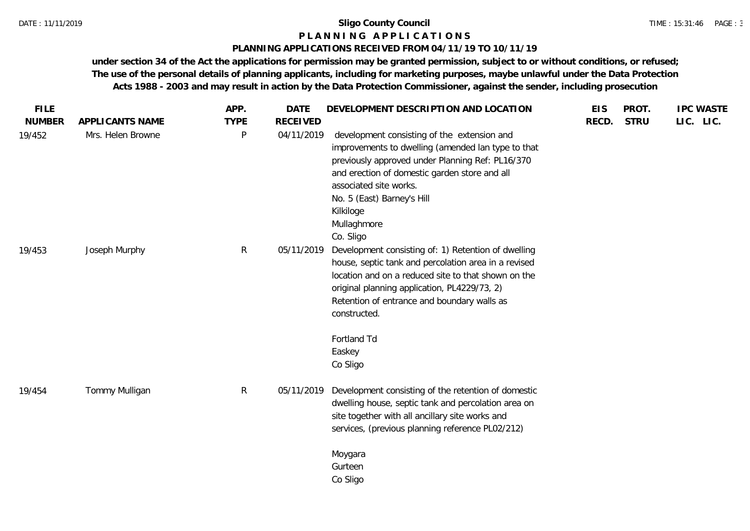**Sligo County Council**

**P L A N N I N G A P P L I C A T I O N S**

**PLANNING APPLICATIONS RECEIVED FROM 04/11/19 TO 10/11/19**

**under section 34 of the Act the applications for permission may be granted permission, subject to or without conditions, or refused; The use of the personal details of planning applicants, including for marketing purposes, maybe unlawful under the Data Protection Acts 1988 - 2003 and may result in action by the Data Protection Commissioner, against the sender, including prosecution**

| FILE NUMBER | APPLICANTS NAME | APP. TYPE | DATE RECEIVED | DEVELOPMENT DESCRIPTION AND LOCATION | EIS RECD. | PROT. STRU | IPC LIC. | WASTE LIC. |
|---|---|---|---|---|---|---|---|---|
| 19/452 | Mrs. Helen Browne | P | 04/11/2019 | development consisting of the extension and improvements to dwelling (amended lan type to that previously approved under Planning Ref: PL16/370 and erection of domestic garden store and all associated site works.<br>No. 5 (East) Barney's Hill<br>Kilkiloge<br>Mullaghmore<br>Co. Sligo | | | | |
| 19/453 | Joseph Murphy | R | 05/11/2019 | Development consisting of: 1) Retention of dwelling house, septic tank and percolation area in a revised location and on a reduced site to that shown on the original planning application, PL4229/73, 2) Retention of entrance and boundary walls as constructed.<br><br>Fortland Td<br>Easkey<br>Co Sligo | | | | |
| 19/454 | Tommy Mulligan | R | 05/11/2019 | Development consisting of the retention of domestic dwelling house, septic tank and percolation area on site together with all ancillary site works and services, (previous planning reference PL02/212)<br><br>Moygara<br>Gurteen<br>Co Sligo | | | | |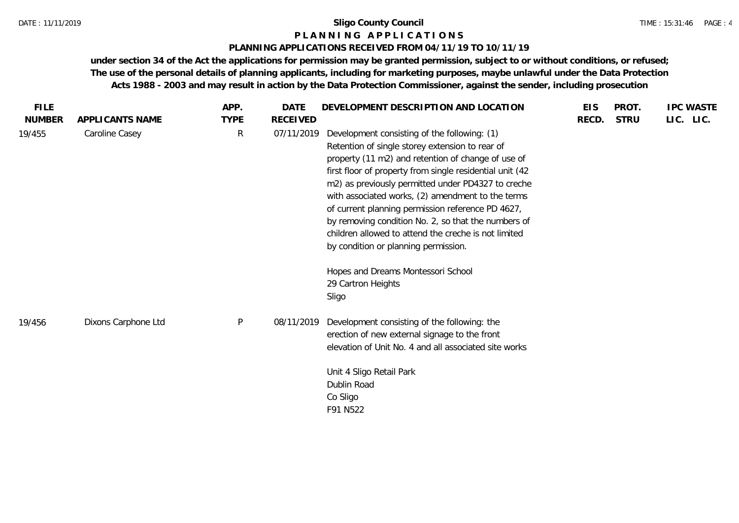# Sligo County Council

## P L A N N I N G A P P L I C A T I O N S

### PLANNING APPLICATIONS RECEIVED FROM 04/11/19 TO 10/11/19

**under section 34 of the Act the applications for permission may be granted permission, subject to or without conditions, or refused; The use of the personal details of planning applicants, including for marketing purposes, maybe unlawful under the Data Protection Acts 1988 - 2003 and may result in action by the Data Protection Commissioner, against the sender, including prosecution**

| FILE NUMBER | APPLICANTS NAME | APP. TYPE | DATE RECEIVED | DEVELOPMENT DESCRIPTION AND LOCATION | EIS RECD. | PROT. STRU | IPC LIC. | WASTE LIC. |
|---|---|---|---|---|---|---|---|---|
| 19/455 | Caroline Casey | R | 07/11/2019 | Development consisting of the following: (1) Retention of single storey extension to rear of property (11 m2) and retention of change of use of first floor of property from single residential unit (42 m2) as previously permitted under PD4327 to creche with associated works, (2) amendment to the terms of current planning permission reference PD 4627, by removing condition No. 2, so that the numbers of children allowed to attend the creche is not limited by condition or planning permission.<br><br>Hopes and Dreams Montessori School<br>29 Cartron Heights<br>Sligo | | | | |
| 19/456 | Dixons Carphone Ltd | P | 08/11/2019 | Development consisting of the following: the erection of new external signage to the front elevation of Unit No. 4 and all associated site works<br><br>Unit 4 Sligo Retail Park<br>Dublin Road<br>Co Sligo<br>F91 N522 | | | | |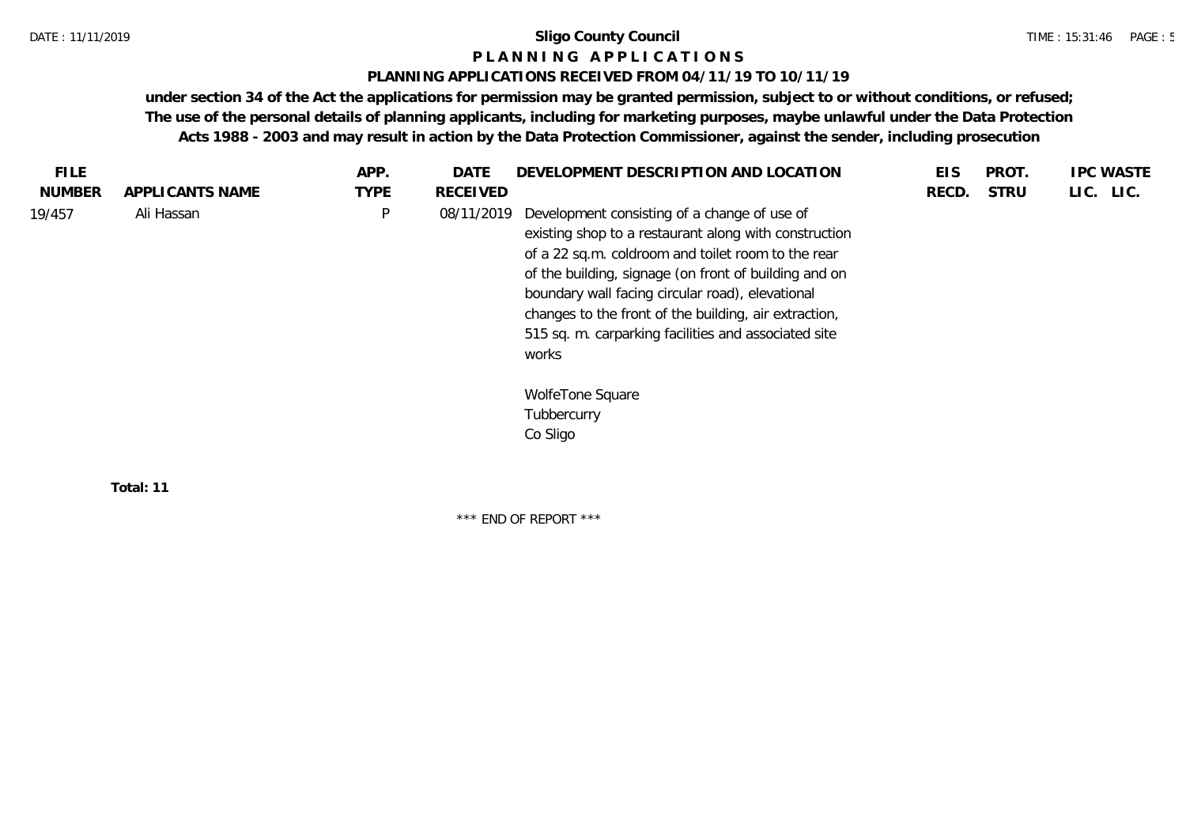# Sligo County Council

## P L A N N I N G   A P P L I C A T I O N S

### PLANNING APPLICATIONS RECEIVED FROM 04/11/19 TO 10/11/19

**under section 34 of the Act the applications for permission may be granted permission, subject to or without conditions, or refused; The use of the personal details of planning applicants, including for marketing purposes, maybe unlawful under the Data Protection Acts 1988 - 2003 and may result in action by the Data Protection Commissioner, against the sender, including prosecution**

| FILE NUMBER | APPLICANTS NAME | APP. TYPE | DATE RECEIVED | DEVELOPMENT DESCRIPTION AND LOCATION | EIS RECD. | PROT. STRU | IPC LIC. | WASTE LIC. |
|---|---|---|---|---|---|---|---|---|
| 19/457 | Ali Hassan | P | 08/11/2019 | Development consisting of a change of use of existing shop to a restaurant along with construction of a 22 sq.m. coldroom and toilet room to the rear of the building, signage (on front of building and on boundary wall facing circular road), elevational changes to the front of the building, air extraction, 515 sq. m. carparking facilities and associated site works<br><br>WolfeTone Square<br>Tubbercurry<br>Co Sligo | | | | |

**Total: 11**

\*\*\* END OF REPORT \*\*\*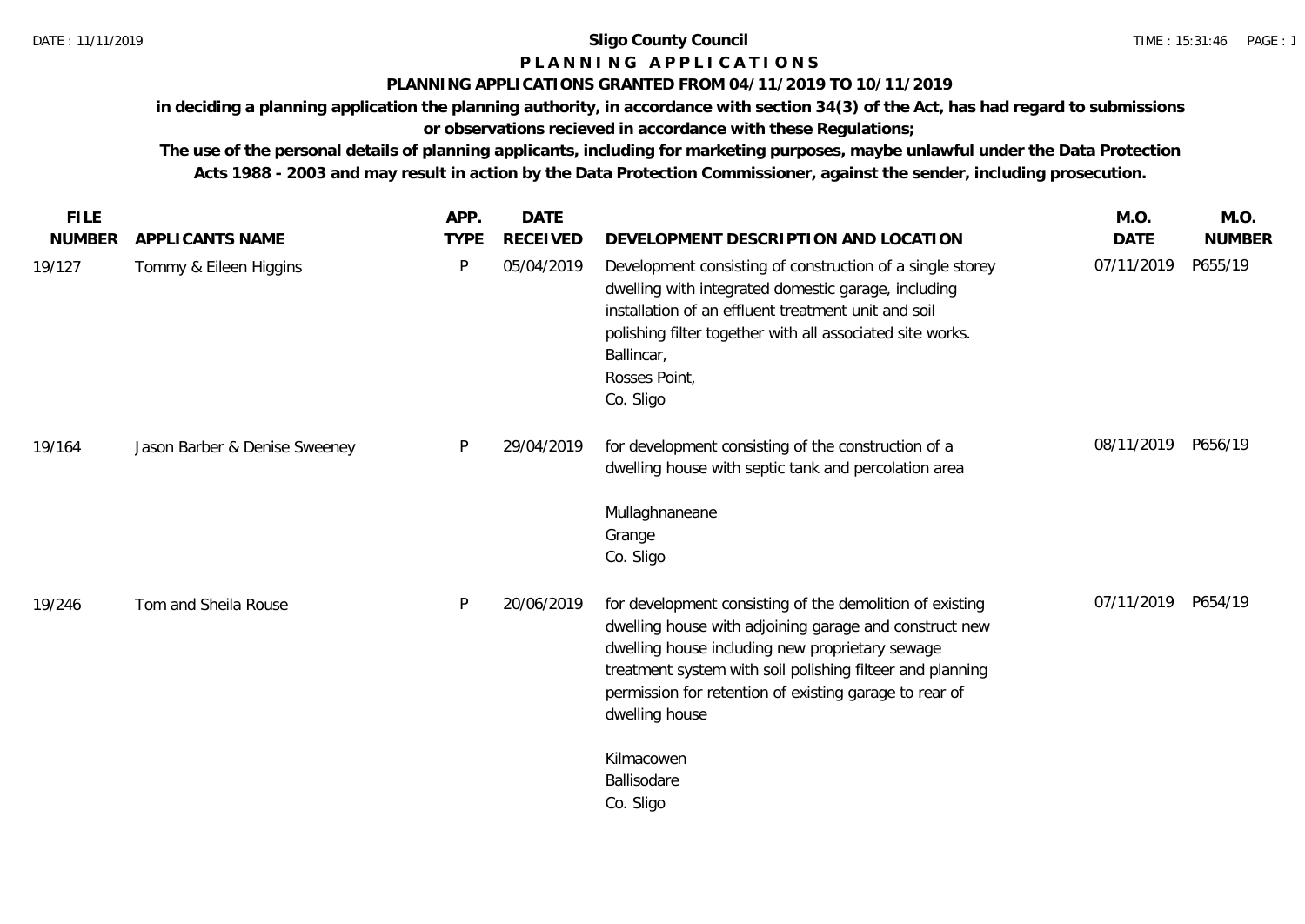**Sligo County Council**

**P L A N N I N G A P P L I C A T I O N S**

**PLANNING APPLICATIONS GRANTED FROM 04/11/2019 TO 10/11/2019**

**in deciding a planning application the planning authority, in accordance with section 34(3) of the Act, has had regard to submissions or observations recieved in accordance with these Regulations;**

**The use of the personal details of planning applicants, including for marketing purposes, maybe unlawful under the Data Protection Acts 1988 - 2003 and may result in action by the Data Protection Commissioner, against the sender, including prosecution.**

| FILE NUMBER | APPLICANTS NAME | APP. TYPE | DATE RECEIVED | DEVELOPMENT DESCRIPTION AND LOCATION | M.O. DATE | M.O. NUMBER |
|---|---|---|---|---|---|---|
| 19/127 | Tommy & Eileen Higgins | P | 05/04/2019 | Development consisting of construction of a single storey dwelling with integrated domestic garage, including installation of an effluent treatment unit and soil polishing filter together with all associated site works. Ballincar, Rosses Point, Co. Sligo | 07/11/2019 | P655/19 |
| 19/164 | Jason Barber & Denise Sweeney | P | 29/04/2019 | for development consisting of the construction of a dwelling house with septic tank and percolation area Mullaghnaneane Grange Co. Sligo | 08/11/2019 | P656/19 |
| 19/246 | Tom and Sheila Rouse | P | 20/06/2019 | for development consisting of the demolition of existing dwelling house with adjoining garage and construct new dwelling house including new proprietary sewage treatment system with soil polishing filteer and planning permission for retention of existing garage to rear of dwelling house Kilmacowen Ballisodare Co. Sligo | 07/11/2019 | P654/19 |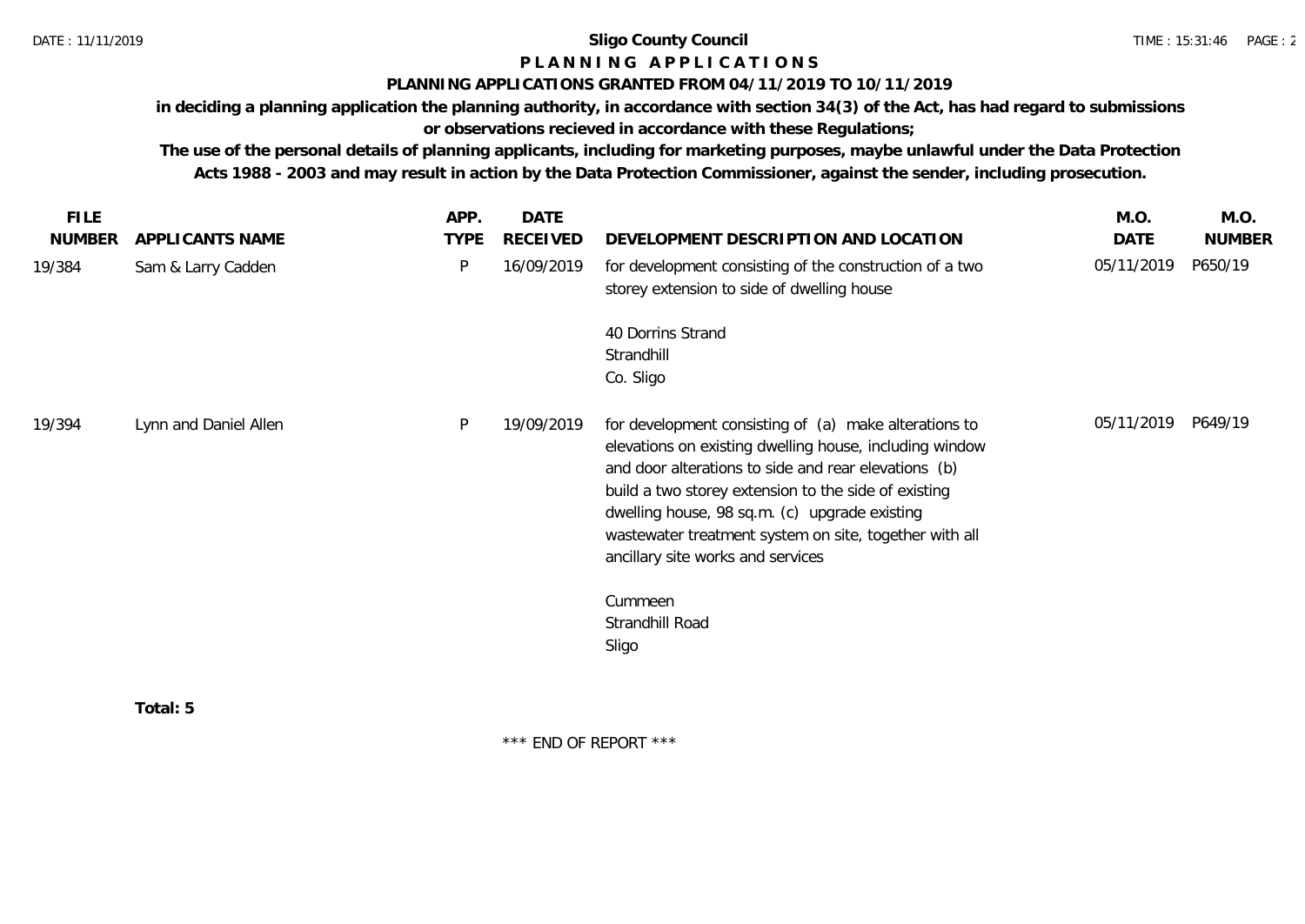**Sligo County Council**

**P L A N N I N G   A P P L I C A T I O N S**

**PLANNING APPLICATIONS GRANTED FROM 04/11/2019 TO 10/11/2019**

**in deciding a planning application the planning authority, in accordance with section 34(3) of the Act, has had regard to submissions or observations recieved in accordance with these Regulations;**

**The use of the personal details of planning applicants, including for marketing purposes, maybe unlawful under the Data Protection Acts 1988 - 2003 and may result in action by the Data Protection Commissioner, against the sender, including prosecution.**

| FILE NUMBER | APPLICANTS NAME | APP. TYPE | DATE RECEIVED | DEVELOPMENT DESCRIPTION AND LOCATION | M.O. DATE | M.O. NUMBER |
|---|---|---|---|---|---|---|
| 19/384 | Sam & Larry Cadden | P | 16/09/2019 | for development consisting of the construction of a two storey extension to side of dwelling house<br><br>40 Dorrins Strand<br>Strandhill<br>Co. Sligo | 05/11/2019 | P650/19 |
| 19/394 | Lynn and Daniel Allen | P | 19/09/2019 | for development consisting of (a) make alterations to elevations on existing dwelling house, including window and door alterations to side and rear elevations (b) build a two storey extension to the side of existing dwelling house, 98 sq.m. (c) upgrade existing wastewater treatment system on site, together with all ancillary site works and services<br><br>Cummeen<br>Strandhill Road<br>Sligo | 05/11/2019 | P649/19 |

**Total: 5**

\*\*\* END OF REPORT \*\*\*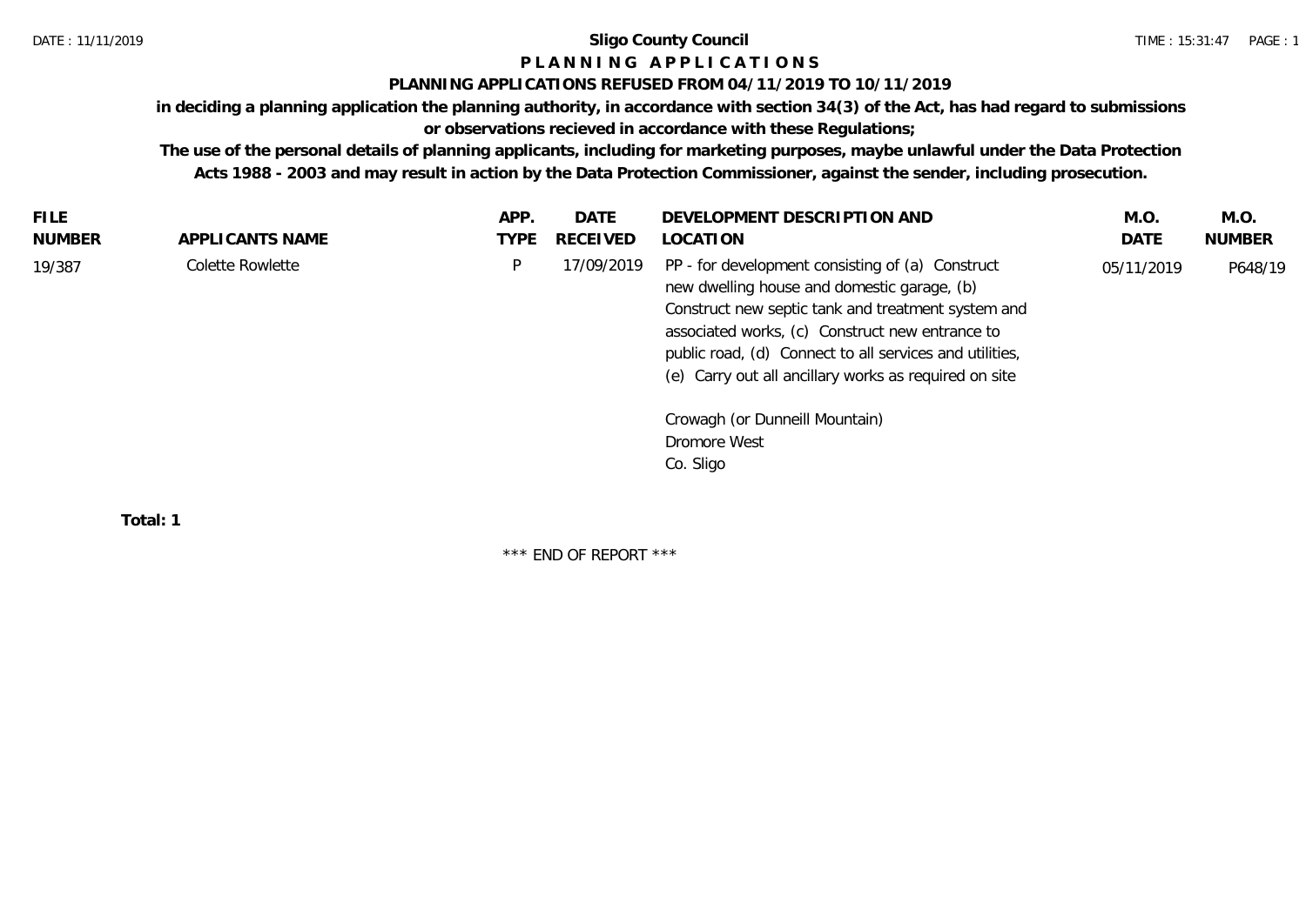**Sligo County Council**

**P L A N N I N G   A P P L I C A T I O N S**

**PLANNING APPLICATIONS REFUSED FROM 04/11/2019 TO 10/11/2019**

**in deciding a planning application the planning authority, in accordance with section 34(3) of the Act, has had regard to submissions or observations recieved in accordance with these Regulations;**

**The use of the personal details of planning applicants, including for marketing purposes, maybe unlawful under the Data Protection Acts 1988 - 2003 and may result in action by the Data Protection Commissioner, against the sender, including prosecution.**

| FILE NUMBER | APPLICANTS NAME | APP. TYPE | DATE RECEIVED | DEVELOPMENT DESCRIPTION AND LOCATION | M.O. DATE | M.O. NUMBER |
|---|---|---|---|---|---|---|
| 19/387 | Colette Rowlette | P | 17/09/2019 | PP - for development consisting of (a) Construct new dwelling house and domestic garage, (b) Construct new septic tank and treatment system and associated works, (c) Construct new entrance to public road, (d) Connect to all services and utilities, (e) Carry out all ancillary works as required on site<br><br>Crowagh (or Dunneill Mountain)<br>Dromore West<br>Co. Sligo | 05/11/2019 | P648/19 |

**Total: 1**

\*\*\* END OF REPORT \*\*\*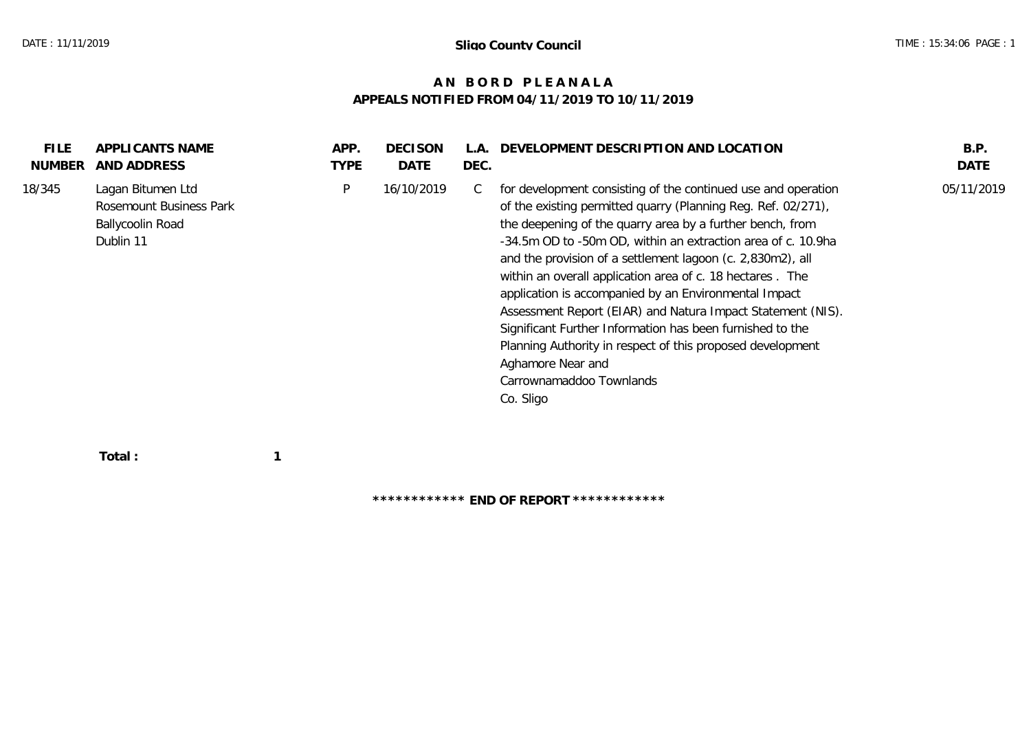# Sligo County Council

## A N B O R D P L E A N A L A
## APPEALS NOTIFIED FROM 04/11/2019 TO 10/11/2019

| FILE NUMBER | APPLICANTS NAME AND ADDRESS | APP. TYPE | DECISON DATE | L.A. DEC. | DEVELOPMENT DESCRIPTION AND LOCATION | B.P. DATE |
|---|---|---|---|---|---|---|
| 18/345 | Lagan Bitumen Ltd<br>Rosemount Business Park<br>Ballycoolin Road<br>Dublin 11 | P | 16/10/2019 | C | for development consisting of the continued use and operation of the existing permitted quarry (Planning Reg. Ref. 02/271), the deepening of the quarry area by a further bench, from -34.5m OD to -50m OD, within an extraction area of c. 10.9ha and the provision of a settlement lagoon (c. 2,830m2), all within an overall application area of c. 18 hectares . The application is accompanied by an Environmental Impact Assessment Report (EIAR) and Natura Impact Statement (NIS). Significant Further Information has been furnished to the Planning Authority in respect of this proposed development<br>Aghamore Near and<br>Carrownamaddoo Townlands<br>Co. Sligo | 05/11/2019 |

**Total : 1**

**\*\*\*\*\*\*\*\*\*\*\*\* END OF REPORT \*\*\*\*\*\*\*\*\*\*\*\***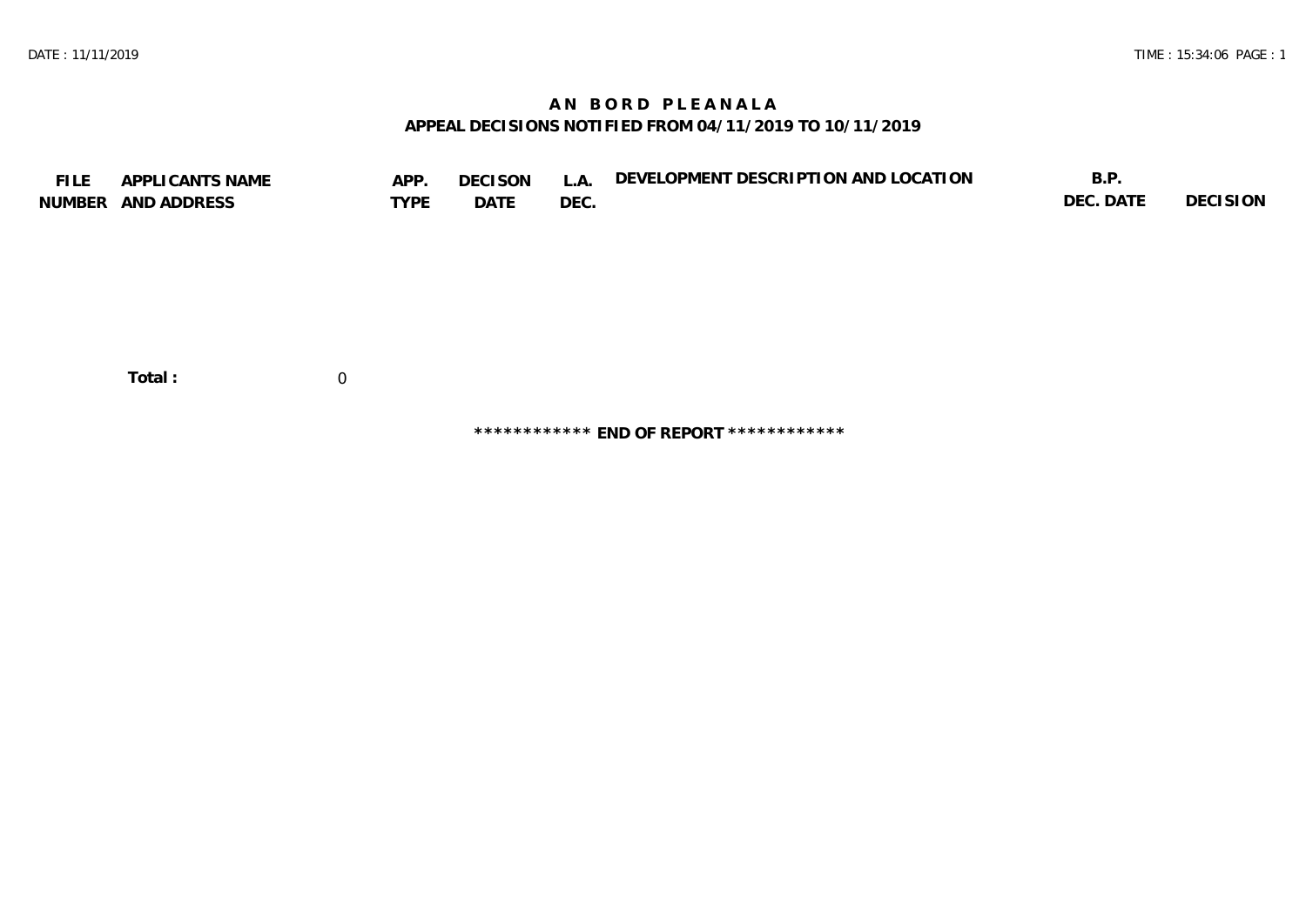# AN BORD PLEANALA

## APPEAL DECISIONS NOTIFIED FROM 04/11/2019 TO 10/11/2019

| FILE NUMBER | APPLICANTS NAME AND ADDRESS | APP. TYPE | DECISON DATE | L.A. DEC. | DEVELOPMENT DESCRIPTION AND LOCATION | B.P. DEC. DATE | DECISION |
|---|---|---|---|---|---|---|---|

**Total :** 0

************ **END OF REPORT** ************